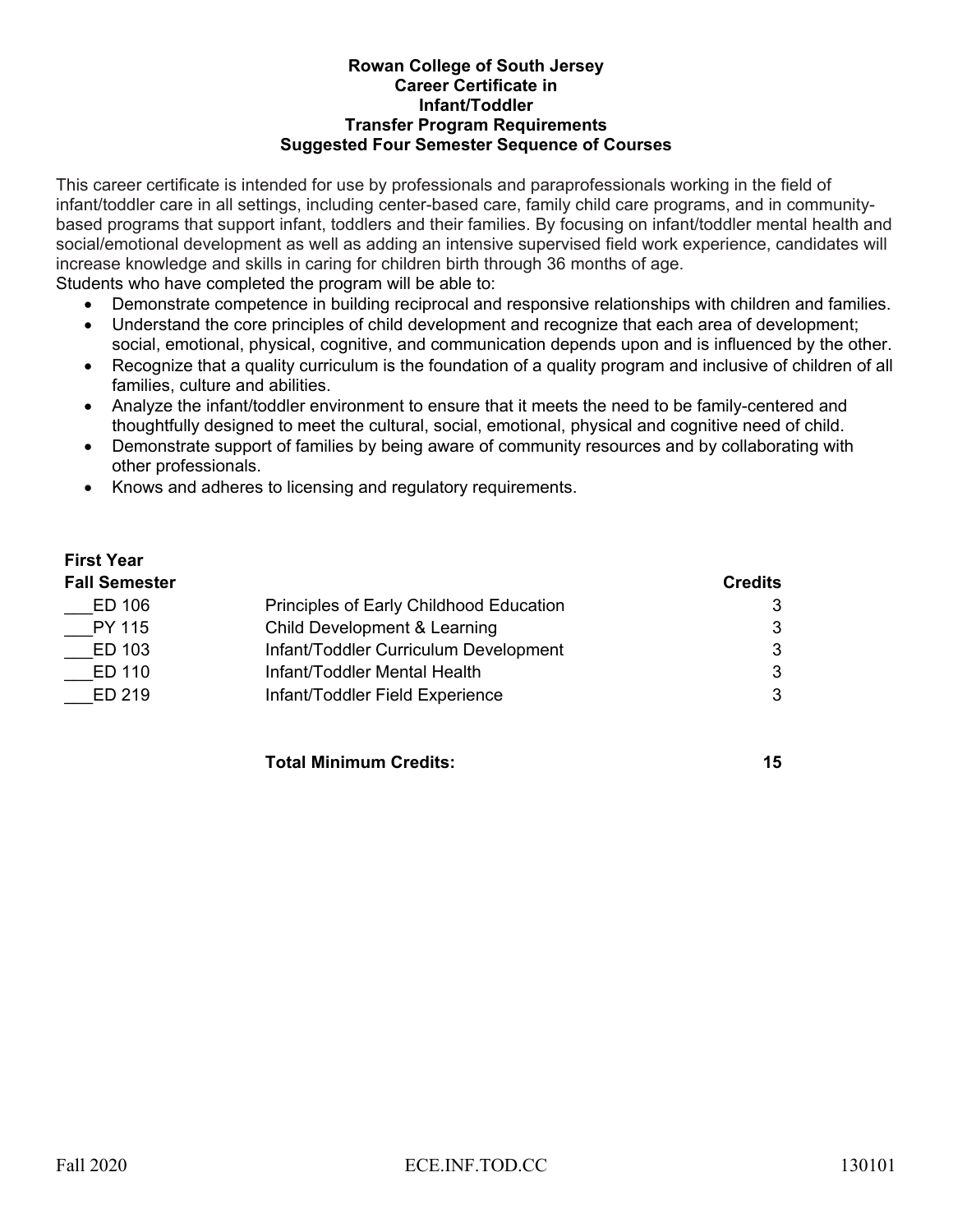**Rowan College of South Jersey**
**Career Certificate in**
**Infant/Toddler**
**Transfer Program Requirements**
**Suggested Four Semester Sequence of Courses**

This career certificate is intended for use by professionals and paraprofessionals working in the field of infant/toddler care in all settings, including center-based care, family child care programs, and in community-based programs that support infant, toddlers and their families. By focusing on infant/toddler mental health and social/emotional development as well as adding an intensive supervised field work experience, candidates will increase knowledge and skills in caring for children birth through 36 months of age.
Students who have completed the program will be able to:

- Demonstrate competence in building reciprocal and responsive relationships with children and families.
- Understand the core principles of child development and recognize that each area of development; social, emotional, physical, cognitive, and communication depends upon and is influenced by the other.
- Recognize that a quality curriculum is the foundation of a quality program and inclusive of children of all families, culture and abilities.
- Analyze the infant/toddler environment to ensure that it meets the need to be family-centered and thoughtfully designed to meet the cultural, social, emotional, physical and cognitive need of child.
- Demonstrate support of families by being aware of community resources and by collaborating with other professionals.
- Knows and adheres to licensing and regulatory requirements.

**First Year**

| **Fall Semester** | | **Credits** |
|---|---|---|
| ___ED 106 | Principles of Early Childhood Education | 3 |
| ___PY 115 | Child Development & Learning | 3 |
| ___ED 103 | Infant/Toddler Curriculum Development | 3 |
| ___ED 110 | Infant/Toddler Mental Health | 3 |
| ___ED 219 | Infant/Toddler Field Experience | 3 |
| | **Total Minimum Credits:** | **15** |

Fall 2020 ECE.INF.TOD.CC 130101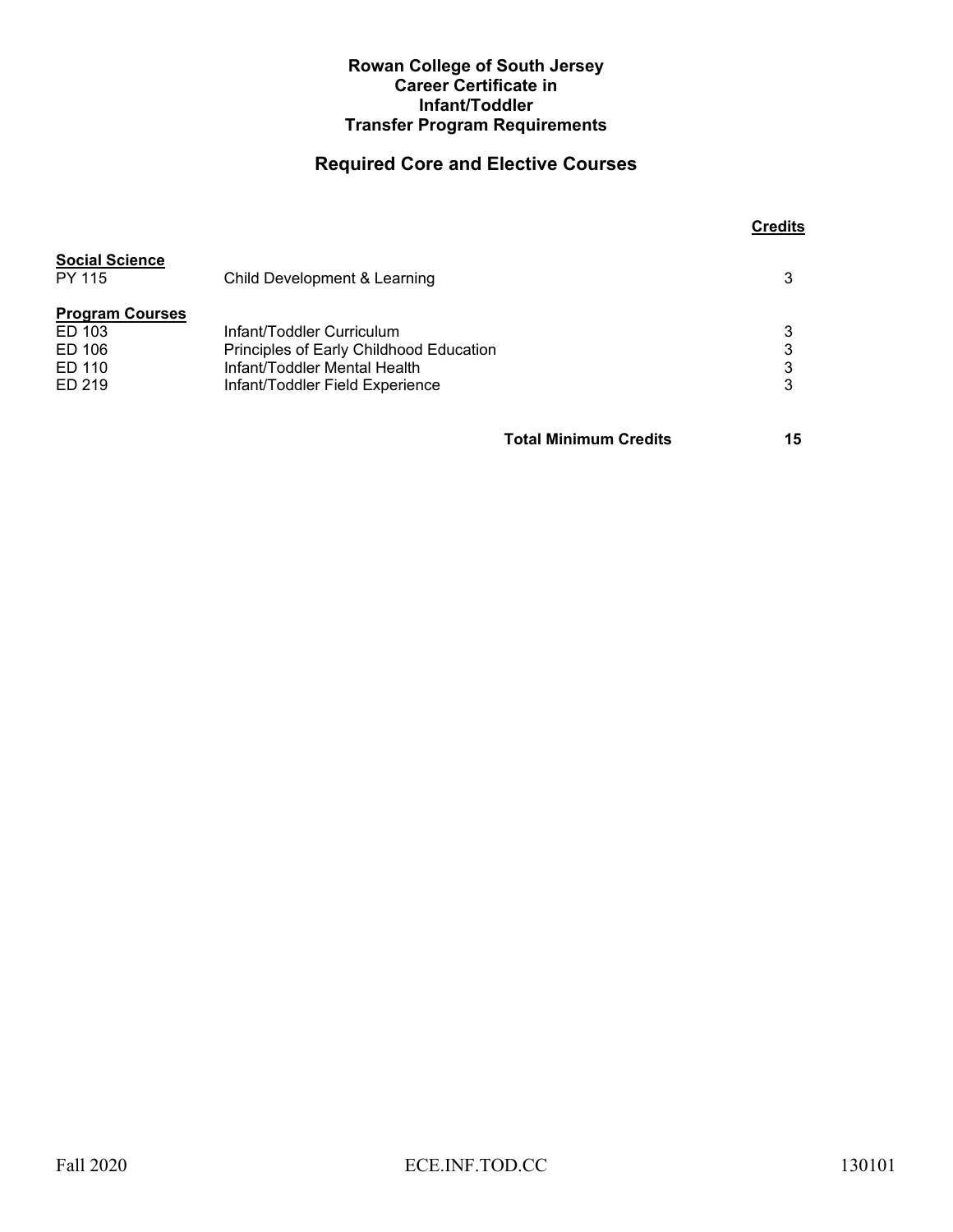**Rowan College of South Jersey**
**Career Certificate in**
**Infant/Toddler**
**Transfer Program Requirements**

## Required Core and Elective Courses

| | | Credits |
|---|---|---|
| **Social Science** | | |
| PY 115 | Child Development & Learning | 3 |
| **Program Courses** | | |
| ED 103 | Infant/Toddler Curriculum | 3 |
| ED 106 | Principles of Early Childhood Education | 3 |
| ED 110 | Infant/Toddler Mental Health | 3 |
| ED 219 | Infant/Toddler Field Experience | 3 |
| | **Total Minimum Credits** | **15** |

Fall 2020 ECE.INF.TOD.CC 130101